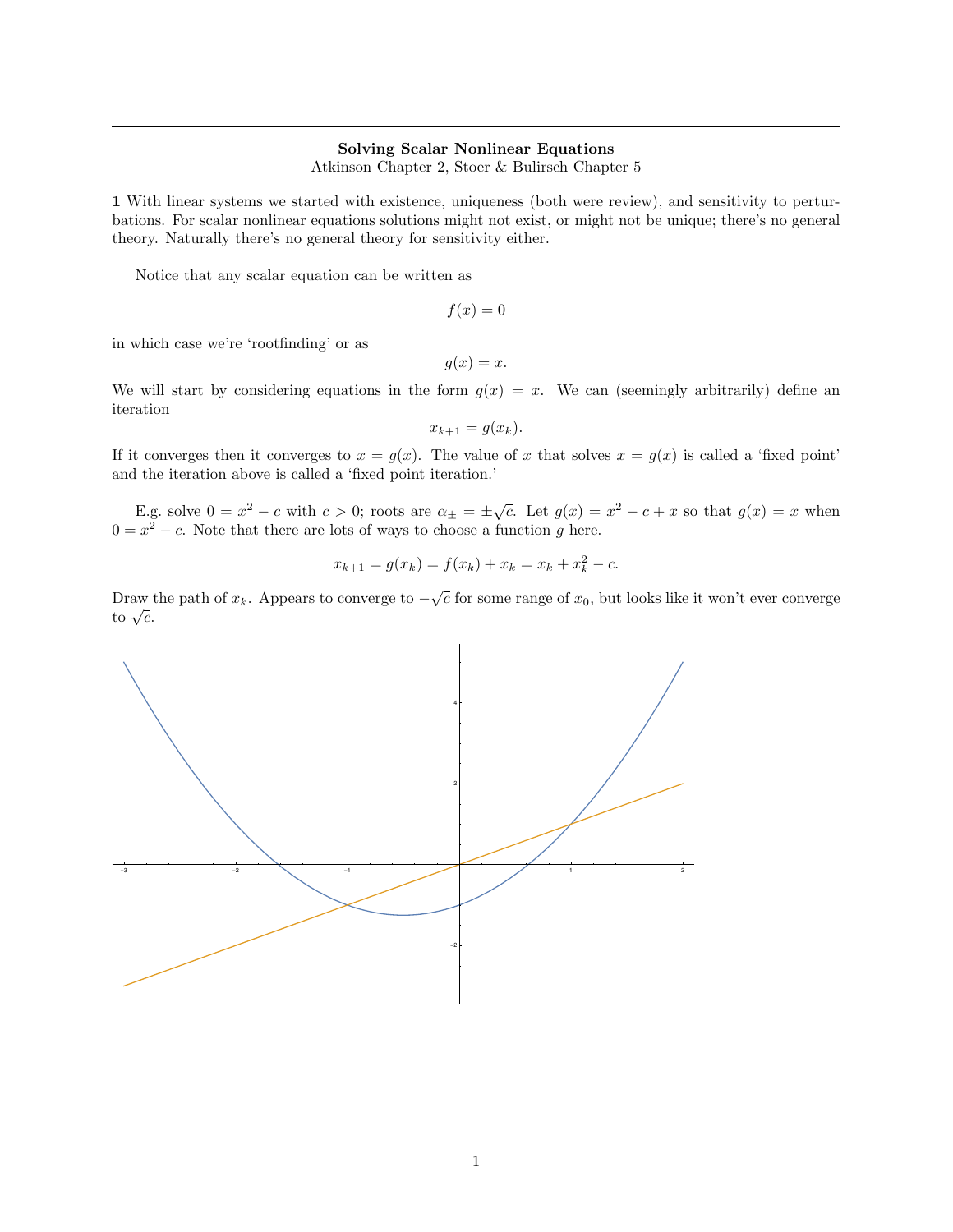**Solving Scalar Nonlinear Equations**

Atkinson Chapter 2, Stoer & Bulirsch Chapter 5

**1** With linear systems we started with existence, uniqueness (both were review), and sensitivity to perturbations. For scalar nonlinear equations solutions might not exist, or might not be unique; there's no general theory. Naturally there's no general theory for sensitivity either.

Notice that any scalar equation can be written as

$$f(x) = 0$$

in which case we're 'rootfinding' or as

$$g(x) = x.$$

We will start by considering equations in the form $g(x) = x$. We can (seemingly arbitrarily) define an iteration

$$x_{k+1} = g(x_k).$$

If it converges then it converges to $x = g(x)$. The value of $x$ that solves $x = g(x)$ is called a 'fixed point' and the iteration above is called a 'fixed point iteration.'

E.g. solve $0 = x^2 - c$ with $c > 0$; roots are $\alpha_\pm = \pm\sqrt{c}$. Let $g(x) = x^2 - c + x$ so that $g(x) = x$ when $0 = x^2 - c$. Note that there are lots of ways to choose a function $g$ here.

$$x_{k+1} = g(x_k) = f(x_k) + x_k = x_k + x_k^2 - c.$$

Draw the path of $x_k$. Appears to converge to $-\sqrt{c}$ for some range of $x_0$, but looks like it won't ever converge to $\sqrt{c}$.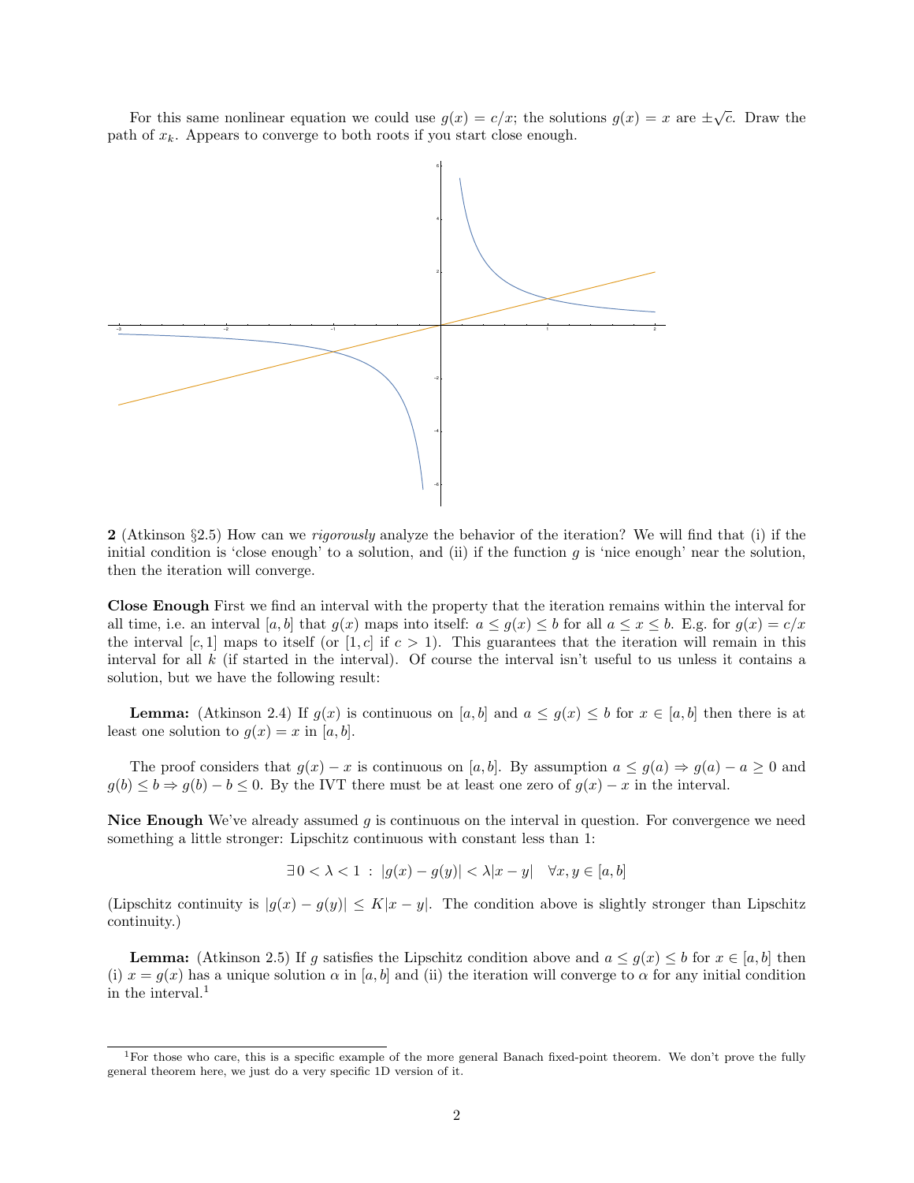For this same nonlinear equation we could use $g(x) = c/x$; the solutions $g(x) = x$ are $\pm\sqrt{c}$. Draw the path of $x_k$. Appears to converge to both roots if you start close enough.

**2** (Atkinson §2.5) How can we *rigorously* analyze the behavior of the iteration? We will find that (i) if the initial condition is 'close enough' to a solution, and (ii) if the function $g$ is 'nice enough' near the solution, then the iteration will converge.

**Close Enough** First we find an interval with the property that the iteration remains within the interval for all time, i.e. an interval $[a, b]$ that $g(x)$ maps into itself: $a \leq g(x) \leq b$ for all $a \leq x \leq b$. E.g. for $g(x) = c/x$ the interval $[c, 1]$ maps to itself (or $[1, c]$ if $c > 1$). This guarantees that the iteration will remain in this interval for all $k$ (if started in the interval). Of course the interval isn't useful to us unless it contains a solution, but we have the following result:

**Lemma:** (Atkinson 2.4) If $g(x)$ is continuous on $[a, b]$ and $a \leq g(x) \leq b$ for $x \in [a, b]$ then there is at least one solution to $g(x) = x$ in $[a, b]$.

The proof considers that $g(x) - x$ is continuous on $[a, b]$. By assumption $a \leq g(a) \Rightarrow g(a) - a \geq 0$ and $g(b) \leq b \Rightarrow g(b) - b \leq 0$. By the IVT there must be at least one zero of $g(x) - x$ in the interval.

**Nice Enough** We've already assumed $g$ is continuous on the interval in question. For convergence we need something a little stronger: Lipschitz continuous with constant less than 1:

$$\exists\, 0 < \lambda < 1 \;:\; |g(x) - g(y)| < \lambda|x - y| \quad \forall x, y \in [a, b]$$

(Lipschitz continuity is $|g(x) - g(y)| \leq K|x - y|$. The condition above is slightly stronger than Lipschitz continuity.)

**Lemma:** (Atkinson 2.5) If $g$ satisfies the Lipschitz condition above and $a \leq g(x) \leq b$ for $x \in [a, b]$ then (i) $x = g(x)$ has a unique solution $\alpha$ in $[a, b]$ and (ii) the iteration will converge to $\alpha$ for any initial condition in the interval.[1]

[1] For those who care, this is a specific example of the more general Banach fixed-point theorem. We don't prove the fully general theorem here, we just do a very specific 1D version of it.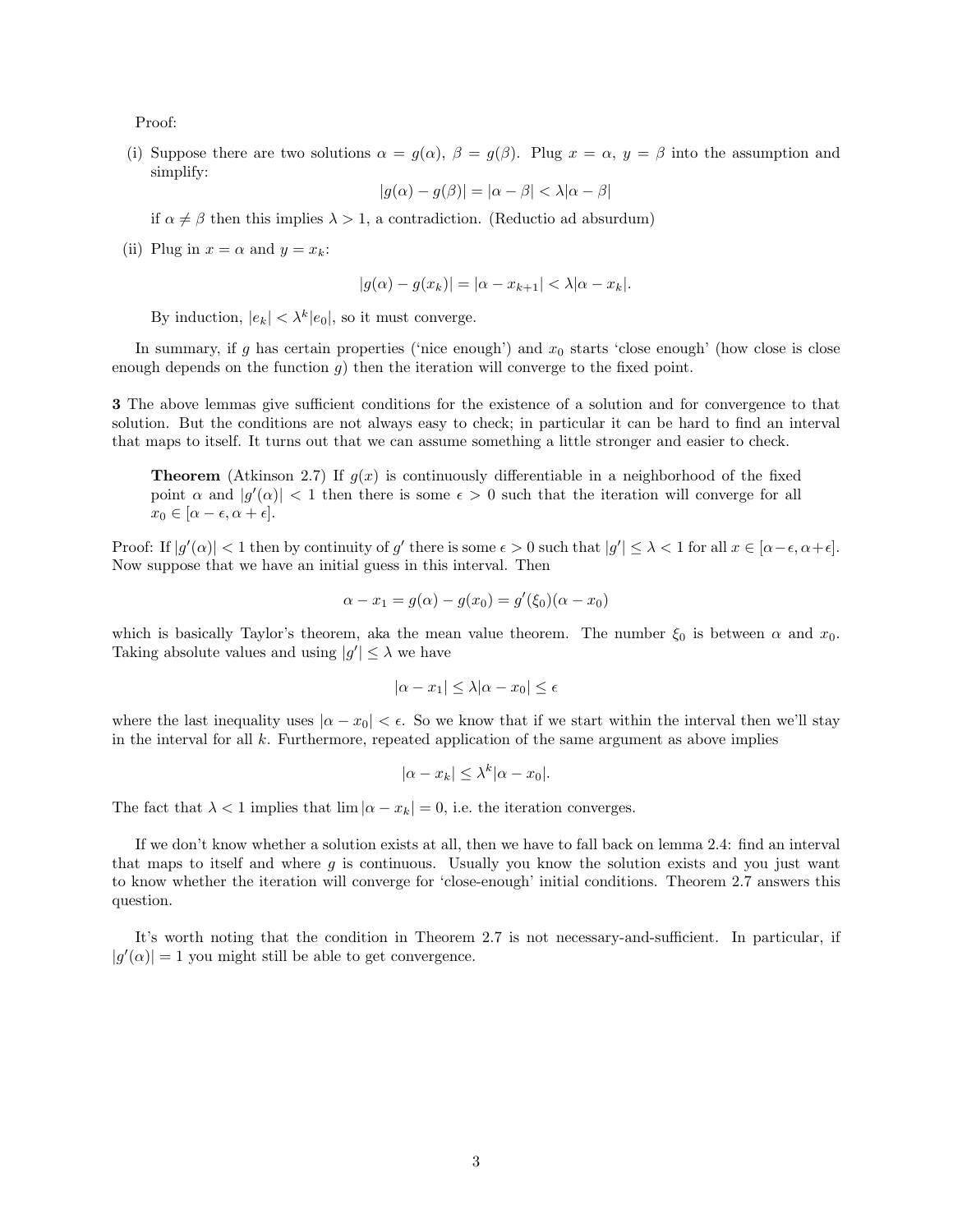Proof:

(i) Suppose there are two solutions $\alpha = g(\alpha)$, $\beta = g(\beta)$. Plug $x = \alpha$, $y = \beta$ into the assumption and simplify:

$$|g(\alpha) - g(\beta)| = |\alpha - \beta| < \lambda|\alpha - \beta|$$

if $\alpha \neq \beta$ then this implies $\lambda > 1$, a contradiction. (Reductio ad absurdum)

(ii) Plug in $x = \alpha$ and $y = x_k$:

$$|g(\alpha) - g(x_k)| = |\alpha - x_{k+1}| < \lambda|\alpha - x_k|.$$

By induction, $|e_k| < \lambda^k |e_0|$, so it must converge.

In summary, if $g$ has certain properties ('nice enough') and $x_0$ starts 'close enough' (how close is close enough depends on the function $g$) then the iteration will converge to the fixed point.

**3** The above lemmas give sufficient conditions for the existence of a solution and for convergence to that solution. But the conditions are not always easy to check; in particular it can be hard to find an interval that maps to itself. It turns out that we can assume something a little stronger and easier to check.

> **Theorem** (Atkinson 2.7) If $g(x)$ is continuously differentiable in a neighborhood of the fixed point $\alpha$ and $|g'(\alpha)| < 1$ then there is some $\epsilon > 0$ such that the iteration will converge for all $x_0 \in [\alpha - \epsilon, \alpha + \epsilon]$.

Proof: If $|g'(\alpha)| < 1$ then by continuity of $g'$ there is some $\epsilon > 0$ such that $|g'| \leq \lambda < 1$ for all $x \in [\alpha - \epsilon, \alpha + \epsilon]$. Now suppose that we have an initial guess in this interval. Then

$$\alpha - x_1 = g(\alpha) - g(x_0) = g'(\xi_0)(\alpha - x_0)$$

which is basically Taylor's theorem, aka the mean value theorem. The number $\xi_0$ is between $\alpha$ and $x_0$. Taking absolute values and using $|g'| \leq \lambda$ we have

$$|\alpha - x_1| \leq \lambda|\alpha - x_0| \leq \epsilon$$

where the last inequality uses $|\alpha - x_0| < \epsilon$. So we know that if we start within the interval then we'll stay in the interval for all $k$. Furthermore, repeated application of the same argument as above implies

$$|\alpha - x_k| \leq \lambda^k |\alpha - x_0|.$$

The fact that $\lambda < 1$ implies that $\lim |\alpha - x_k| = 0$, i.e. the iteration converges.

If we don't know whether a solution exists at all, then we have to fall back on lemma 2.4: find an interval that maps to itself and where $g$ is continuous. Usually you know the solution exists and you just want to know whether the iteration will converge for 'close-enough' initial conditions. Theorem 2.7 answers this question.

It's worth noting that the condition in Theorem 2.7 is not necessary-and-sufficient. In particular, if $|g'(\alpha)| = 1$ you might still be able to get convergence.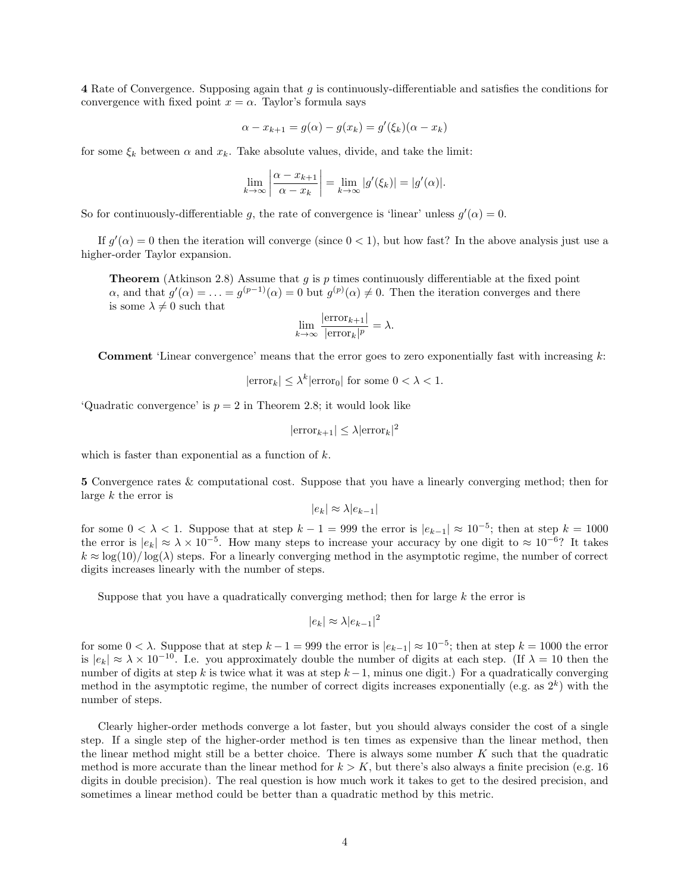**4** Rate of Convergence. Supposing again that $g$ is continuously-differentiable and satisfies the conditions for convergence with fixed point $x = \alpha$. Taylor's formula says

$$\alpha - x_{k+1} = g(\alpha) - g(x_k) = g'(\xi_k)(\alpha - x_k)$$

for some $\xi_k$ between $\alpha$ and $x_k$. Take absolute values, divide, and take the limit:

$$\lim_{k\to\infty} \left| \frac{\alpha - x_{k+1}}{\alpha - x_k} \right| = \lim_{k\to\infty} |g'(\xi_k)| = |g'(\alpha)|.$$

So for continuously-differentiable $g$, the rate of convergence is 'linear' unless $g'(\alpha) = 0$.

If $g'(\alpha) = 0$ then the iteration will converge (since $0 < 1$), but how fast? In the above analysis just use a higher-order Taylor expansion.

> **Theorem** (Atkinson 2.8) Assume that $g$ is $p$ times continuously differentiable at the fixed point $\alpha$, and that $g'(\alpha) = \ldots = g^{(p-1)}(\alpha) = 0$ but $g^{(p)}(\alpha) \neq 0$. Then the iteration converges and there is some $\lambda \neq 0$ such that
>
> $$\lim_{k\to\infty} \frac{|\text{error}_{k+1}|}{|\text{error}_k|^p} = \lambda.$$
>
> **Comment** 'Linear convergence' means that the error goes to zero exponentially fast with increasing $k$:
>
> $$|\text{error}_k| \leq \lambda^k |\text{error}_0| \text{ for some } 0 < \lambda < 1.$$
>
> 'Quadratic convergence' is $p = 2$ in Theorem 2.8; it would look like
>
> $$|\text{error}_{k+1}| \leq \lambda |\text{error}_k|^2$$
>
> which is faster than exponential as a function of $k$.

**5** Convergence rates & computational cost. Suppose that you have a linearly converging method; then for large $k$ the error is

$$|e_k| \approx \lambda |e_{k-1}|$$

for some $0 < \lambda < 1$. Suppose that at step $k - 1 = 999$ the error is $|e_{k-1}| \approx 10^{-5}$; then at step $k = 1000$ the error is $|e_k| \approx \lambda \times 10^{-5}$. How many steps to increase your accuracy by one digit to $\approx 10^{-6}$? It takes $k \approx \log(10)/\log(\lambda)$ steps. For a linearly converging method in the asymptotic regime, the number of correct digits increases linearly with the number of steps.

Suppose that you have a quadratically converging method; then for large $k$ the error is

$$|e_k| \approx \lambda |e_{k-1}|^2$$

for some $0 < \lambda$. Suppose that at step $k - 1 = 999$ the error is $|e_{k-1}| \approx 10^{-5}$; then at step $k = 1000$ the error is $|e_k| \approx \lambda \times 10^{-10}$. I.e. you approximately double the number of digits at each step. (If $\lambda = 10$ then the number of digits at step $k$ is twice what it was at step $k-1$, minus one digit.) For a quadratically converging method in the asymptotic regime, the number of correct digits increases exponentially (e.g. as $2^k$) with the number of steps.

Clearly higher-order methods converge a lot faster, but you should always consider the cost of a single step. If a single step of the higher-order method is ten times as expensive than the linear method, then the linear method might still be a better choice. There is always some number $K$ such that the quadratic method is more accurate than the linear method for $k > K$, but there's also always a finite precision (e.g. 16 digits in double precision). The real question is how much work it takes to get to the desired precision, and sometimes a linear method could be better than a quadratic method by this metric.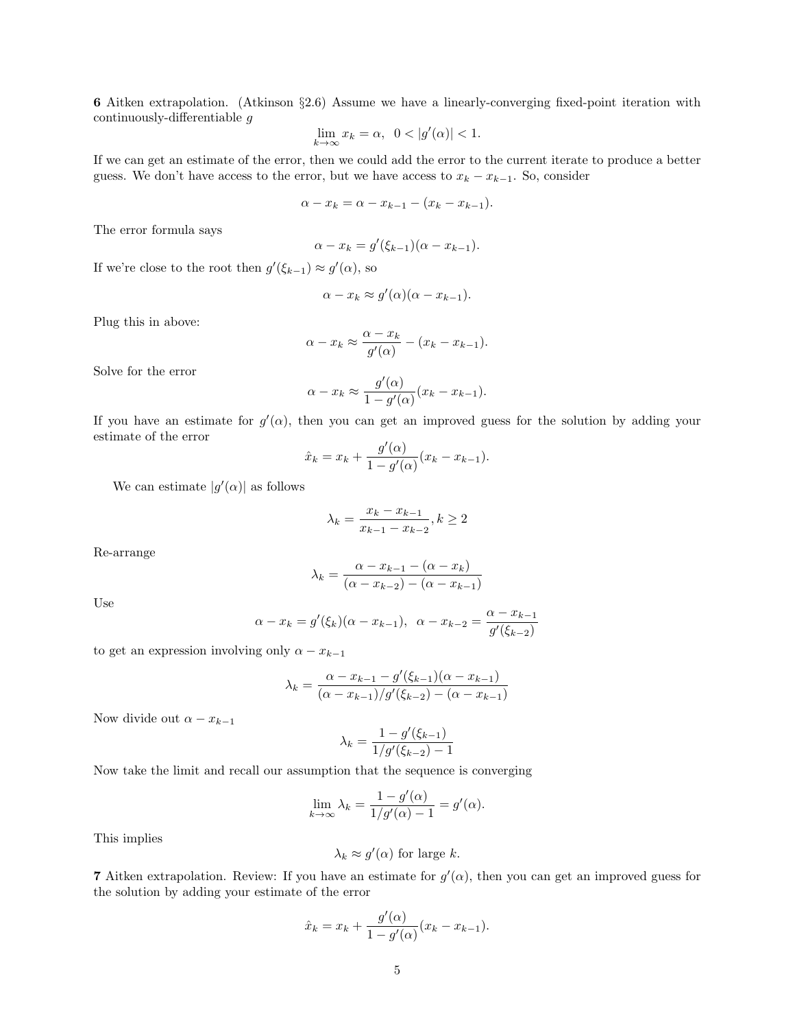**6** Aitken extrapolation. (Atkinson §2.6) Assume we have a linearly-converging fixed-point iteration with continuously-differentiable $g$

$$\lim_{k\to\infty} x_k = \alpha, \;\; 0 < |g'(\alpha)| < 1.$$

If we can get an estimate of the error, then we could add the error to the current iterate to produce a better guess. We don't have access to the error, but we have access to $x_k - x_{k-1}$. So, consider

$$\alpha - x_k = \alpha - x_{k-1} - (x_k - x_{k-1}).$$

The error formula says

$$\alpha - x_k = g'(\xi_{k-1})(\alpha - x_{k-1}).$$

If we're close to the root then $g'(\xi_{k-1}) \approx g'(\alpha)$, so

$$\alpha - x_k \approx g'(\alpha)(\alpha - x_{k-1}).$$

Plug this in above:

$$\alpha - x_k \approx \frac{\alpha - x_k}{g'(\alpha)} - (x_k - x_{k-1}).$$

Solve for the error

$$\alpha - x_k \approx \frac{g'(\alpha)}{1 - g'(\alpha)}(x_k - x_{k-1}).$$

If you have an estimate for $g'(\alpha)$, then you can get an improved guess for the solution by adding your estimate of the error

$$\hat{x}_k = x_k + \frac{g'(\alpha)}{1 - g'(\alpha)}(x_k - x_{k-1}).$$

We can estimate $|g'(\alpha)|$ as follows

$$\lambda_k = \frac{x_k - x_{k-1}}{x_{k-1} - x_{k-2}}, k \geq 2$$

Re-arrange

$$\lambda_k = \frac{\alpha - x_{k-1} - (\alpha - x_k)}{(\alpha - x_{k-2}) - (\alpha - x_{k-1})}$$

Use

$$\alpha - x_k = g'(\xi_k)(\alpha - x_{k-1}), \;\; \alpha - x_{k-2} = \frac{\alpha - x_{k-1}}{g'(\xi_{k-2})}$$

to get an expression involving only $\alpha - x_{k-1}$

$$\lambda_k = \frac{\alpha - x_{k-1} - g'(\xi_{k-1})(\alpha - x_{k-1})}{(\alpha - x_{k-1})/g'(\xi_{k-2}) - (\alpha - x_{k-1})}$$

Now divide out $\alpha - x_{k-1}$

$$\lambda_k = \frac{1 - g'(\xi_{k-1})}{1/g'(\xi_{k-2}) - 1}$$

Now take the limit and recall our assumption that the sequence is converging

$$\lim_{k\to\infty} \lambda_k = \frac{1 - g'(\alpha)}{1/g'(\alpha) - 1} = g'(\alpha).$$

This implies

$$\lambda_k \approx g'(\alpha) \text{ for large } k.$$

**7** Aitken extrapolation. Review: If you have an estimate for $g'(\alpha)$, then you can get an improved guess for the solution by adding your estimate of the error

$$\hat{x}_k = x_k + \frac{g'(\alpha)}{1 - g'(\alpha)}(x_k - x_{k-1}).$$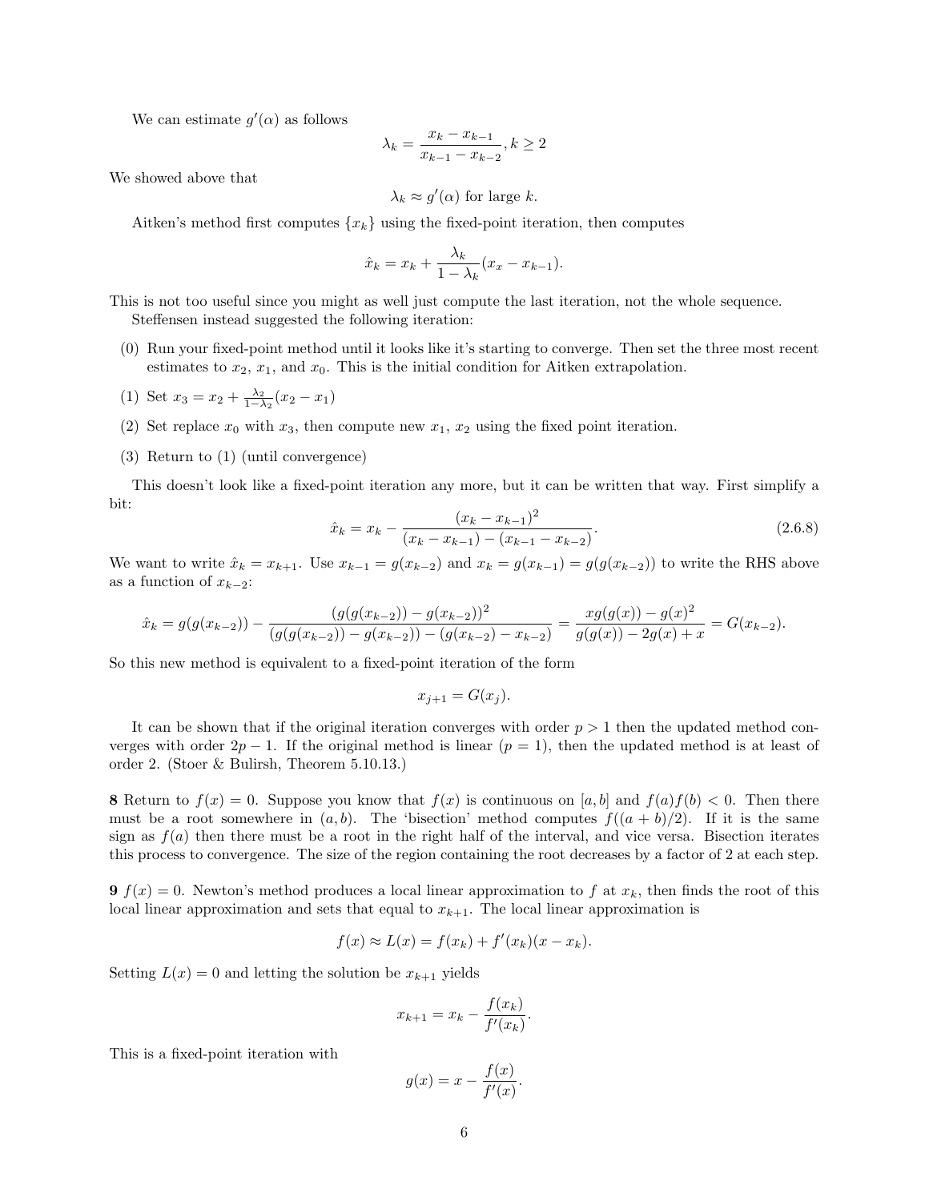We can estimate $g'(\alpha)$ as follows

$$\lambda_k = \frac{x_k - x_{k-1}}{x_{k-1} - x_{k-2}}, k \geq 2$$

We showed above that

$$\lambda_k \approx g'(\alpha) \text{ for large } k.$$

Aitken's method first computes $\{x_k\}$ using the fixed-point iteration, then computes

$$\hat{x}_k = x_k + \frac{\lambda_k}{1 - \lambda_k}(x_x - x_{k-1}).$$

This is not too useful since you might as well just compute the last iteration, not the whole sequence.

Steffensen instead suggested the following iteration:

(0) Run your fixed-point method until it looks like it's starting to converge. Then set the three most recent estimates to $x_2$, $x_1$, and $x_0$. This is the initial condition for Aitken extrapolation.

(1) Set $x_3 = x_2 + \frac{\lambda_2}{1-\lambda_2}(x_2 - x_1)$

(2) Set replace $x_0$ with $x_3$, then compute new $x_1$, $x_2$ using the fixed point iteration.

(3) Return to (1) (until convergence)

This doesn't look like a fixed-point iteration any more, but it can be written that way. First simplify a bit:

$$\hat{x}_k = x_k - \frac{(x_k - x_{k-1})^2}{(x_k - x_{k-1}) - (x_{k-1} - x_{k-2})}. \tag{2.6.8}$$

We want to write $\hat{x}_k = x_{k+1}$. Use $x_{k-1} = g(x_{k-2})$ and $x_k = g(x_{k-1}) = g(g(x_{k-2}))$ to write the RHS above as a function of $x_{k-2}$:

$$\hat{x}_k = g(g(x_{k-2})) - \frac{(g(g(x_{k-2})) - g(x_{k-2}))^2}{(g(g(x_{k-2})) - g(x_{k-2})) - (g(x_{k-2}) - x_{k-2})} = \frac{xg(g(x)) - g(x)^2}{g(g(x)) - 2g(x) + x} = G(x_{k-2}).$$

So this new method is equivalent to a fixed-point iteration of the form

$$x_{j+1} = G(x_j).$$

It can be shown that if the original iteration converges with order $p > 1$ then the updated method converges with order $2p - 1$. If the original method is linear ($p = 1$), then the updated method is at least of order 2. (Stoer & Bulirsh, Theorem 5.10.13.)

**8** Return to $f(x) = 0$. Suppose you know that $f(x)$ is continuous on $[a, b]$ and $f(a)f(b) < 0$. Then there must be a root somewhere in $(a, b)$. The 'bisection' method computes $f((a + b)/2)$. If it is the same sign as $f(a)$ then there must be a root in the right half of the interval, and vice versa. Bisection iterates this process to convergence. The size of the region containing the root decreases by a factor of 2 at each step.

**9** $f(x) = 0$. Newton's method produces a local linear approximation to $f$ at $x_k$, then finds the root of this local linear approximation and sets that equal to $x_{k+1}$. The local linear approximation is

$$f(x) \approx L(x) = f(x_k) + f'(x_k)(x - x_k).$$

Setting $L(x) = 0$ and letting the solution be $x_{k+1}$ yields

$$x_{k+1} = x_k - \frac{f(x_k)}{f'(x_k)}.$$

This is a fixed-point iteration with

$$g(x) = x - \frac{f(x)}{f'(x)}.$$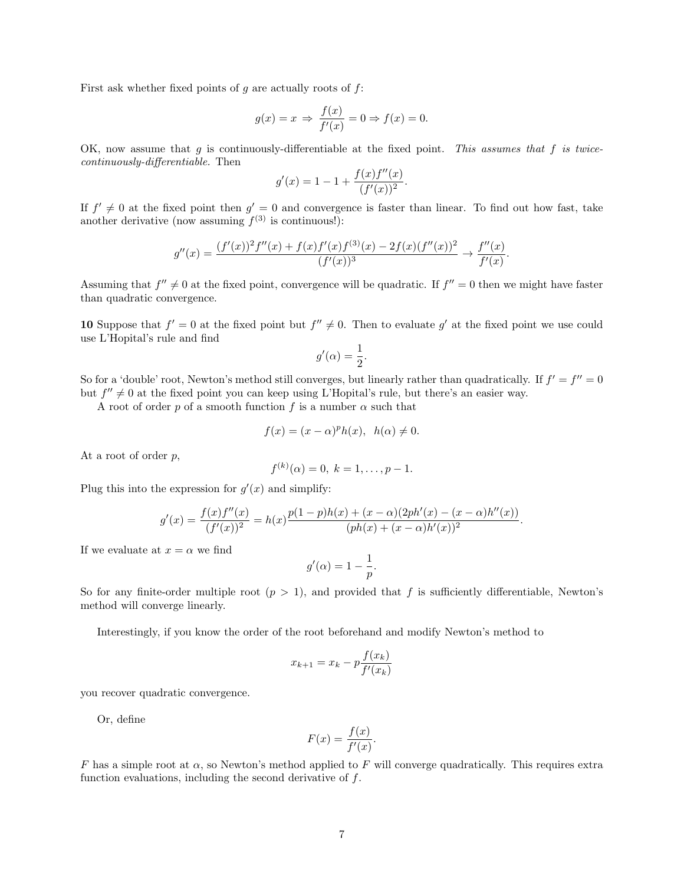First ask whether fixed points of $g$ are actually roots of $f$:

$$g(x) = x \Rightarrow \frac{f(x)}{f'(x)} = 0 \Rightarrow f(x) = 0.$$

OK, now assume that $g$ is continuously-differentiable at the fixed point. *This assumes that $f$ is twice-continuously-differentiable.* Then

$$g'(x) = 1 - 1 + \frac{f(x)f''(x)}{(f'(x))^2}.$$

If $f' \neq 0$ at the fixed point then $g' = 0$ and convergence is faster than linear. To find out how fast, take another derivative (now assuming $f^{(3)}$ is continuous!):

$$g''(x) = \frac{(f'(x))^2 f''(x) + f(x)f'(x)f^{(3)}(x) - 2f(x)(f''(x))^2}{(f'(x))^3} \rightarrow \frac{f''(x)}{f'(x)}.$$

Assuming that $f'' \neq 0$ at the fixed point, convergence will be quadratic. If $f'' = 0$ then we might have faster than quadratic convergence.

**10** Suppose that $f' = 0$ at the fixed point but $f'' \neq 0$. Then to evaluate $g'$ at the fixed point we use could use L'Hopital's rule and find

$$g'(\alpha) = \frac{1}{2}.$$

So for a 'double' root, Newton's method still converges, but linearly rather than quadratically. If $f' = f'' = 0$ but $f'' \neq 0$ at the fixed point you can keep using L'Hopital's rule, but there's an easier way.

A root of order $p$ of a smooth function $f$ is a number $\alpha$ such that

$$f(x) = (x - \alpha)^p h(x), \quad h(\alpha) \neq 0.$$

At a root of order $p$,

$$f^{(k)}(\alpha) = 0, \ k = 1, \ldots, p - 1.$$

Plug this into the expression for $g'(x)$ and simplify:

$$g'(x) = \frac{f(x)f''(x)}{(f'(x))^2} = h(x)\frac{p(1-p)h(x) + (x - \alpha)(2ph'(x) - (x - \alpha)h''(x))}{(ph(x) + (x - \alpha)h'(x))^2}.$$

If we evaluate at $x = \alpha$ we find

$$g'(\alpha) = 1 - \frac{1}{p}.$$

So for any finite-order multiple root ($p > 1$), and provided that $f$ is sufficiently differentiable, Newton's method will converge linearly.

Interestingly, if you know the order of the root beforehand and modify Newton's method to

$$x_{k+1} = x_k - p\frac{f(x_k)}{f'(x_k)}$$

you recover quadratic convergence.

Or, define

$$F(x) = \frac{f(x)}{f'(x)}.$$

$F$ has a simple root at $\alpha$, so Newton's method applied to $F$ will converge quadratically. This requires extra function evaluations, including the second derivative of $f$.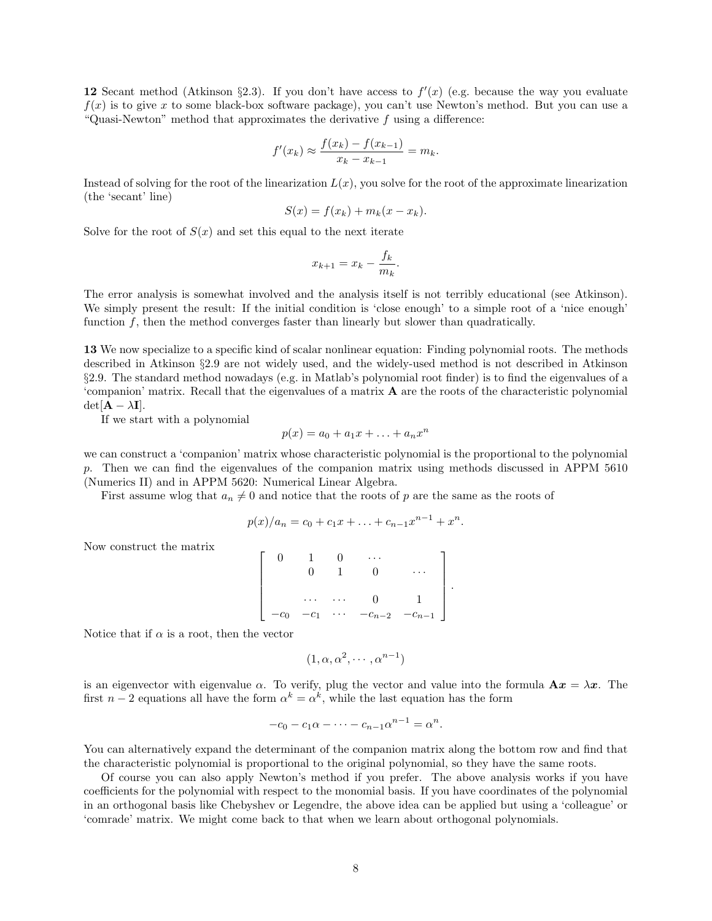**12** Secant method (Atkinson §2.3). If you don't have access to $f'(x)$ (e.g. because the way you evaluate $f(x)$ is to give $x$ to some black-box software package), you can't use Newton's method. But you can use a "Quasi-Newton" method that approximates the derivative $f$ using a difference:

$$f'(x_k) \approx \frac{f(x_k) - f(x_{k-1})}{x_k - x_{k-1}} = m_k.$$

Instead of solving for the root of the linearization $L(x)$, you solve for the root of the approximate linearization (the 'secant' line)

$$S(x) = f(x_k) + m_k(x - x_k).$$

Solve for the root of $S(x)$ and set this equal to the next iterate

$$x_{k+1} = x_k - \frac{f_k}{m_k}.$$

The error analysis is somewhat involved and the analysis itself is not terribly educational (see Atkinson). We simply present the result: If the initial condition is 'close enough' to a simple root of a 'nice enough' function $f$, then the method converges faster than linearly but slower than quadratically.

**13** We now specialize to a specific kind of scalar nonlinear equation: Finding polynomial roots. The methods described in Atkinson §2.9 are not widely used, and the widely-used method is not described in Atkinson §2.9. The standard method nowadays (e.g. in Matlab's polynomial root finder) is to find the eigenvalues of a 'companion' matrix. Recall that the eigenvalues of a matrix $\mathbf{A}$ are the roots of the characteristic polynomial $\det[\mathbf{A} - \lambda\mathbf{I}]$.

If we start with a polynomial

$$p(x) = a_0 + a_1 x + \ldots + a_n x^n$$

we can construct a 'companion' matrix whose characteristic polynomial is the proportional to the polynomial $p$. Then we can find the eigenvalues of the companion matrix using methods discussed in APPM 5610 (Numerics II) and in APPM 5620: Numerical Linear Algebra.

First assume wlog that $a_n \neq 0$ and notice that the roots of $p$ are the same as the roots of

$$p(x)/a_n = c_0 + c_1 x + \ldots + c_{n-1}x^{n-1} + x^n.$$

Now construct the matrix

$$\begin{bmatrix} 0 & 1 & 0 & \cdots & \\ & 0 & 1 & 0 & \cdots \\ & & & & \\ & \cdots & \cdots & 0 & 1 \\ -c_0 & -c_1 & \cdots & -c_{n-2} & -c_{n-1} \end{bmatrix}.$$

Notice that if $\alpha$ is a root, then the vector

$$(1, \alpha, \alpha^2, \cdots, \alpha^{n-1})$$

is an eigenvector with eigenvalue $\alpha$. To verify, plug the vector and value into the formula $\mathbf{A}\boldsymbol{x} = \lambda\boldsymbol{x}$. The first $n-2$ equations all have the form $\alpha^k = \alpha^k$, while the last equation has the form

$$-c_0 - c_1\alpha - \cdots - c_{n-1}\alpha^{n-1} = \alpha^n.$$

You can alternatively expand the determinant of the companion matrix along the bottom row and find that the characteristic polynomial is proportional to the original polynomial, so they have the same roots.

Of course you can also apply Newton's method if you prefer. The above analysis works if you have coefficients for the polynomial with respect to the monomial basis. If you have coordinates of the polynomial in an orthogonal basis like Chebyshev or Legendre, the above idea can be applied but using a 'colleague' or 'comrade' matrix. We might come back to that when we learn about orthogonal polynomials.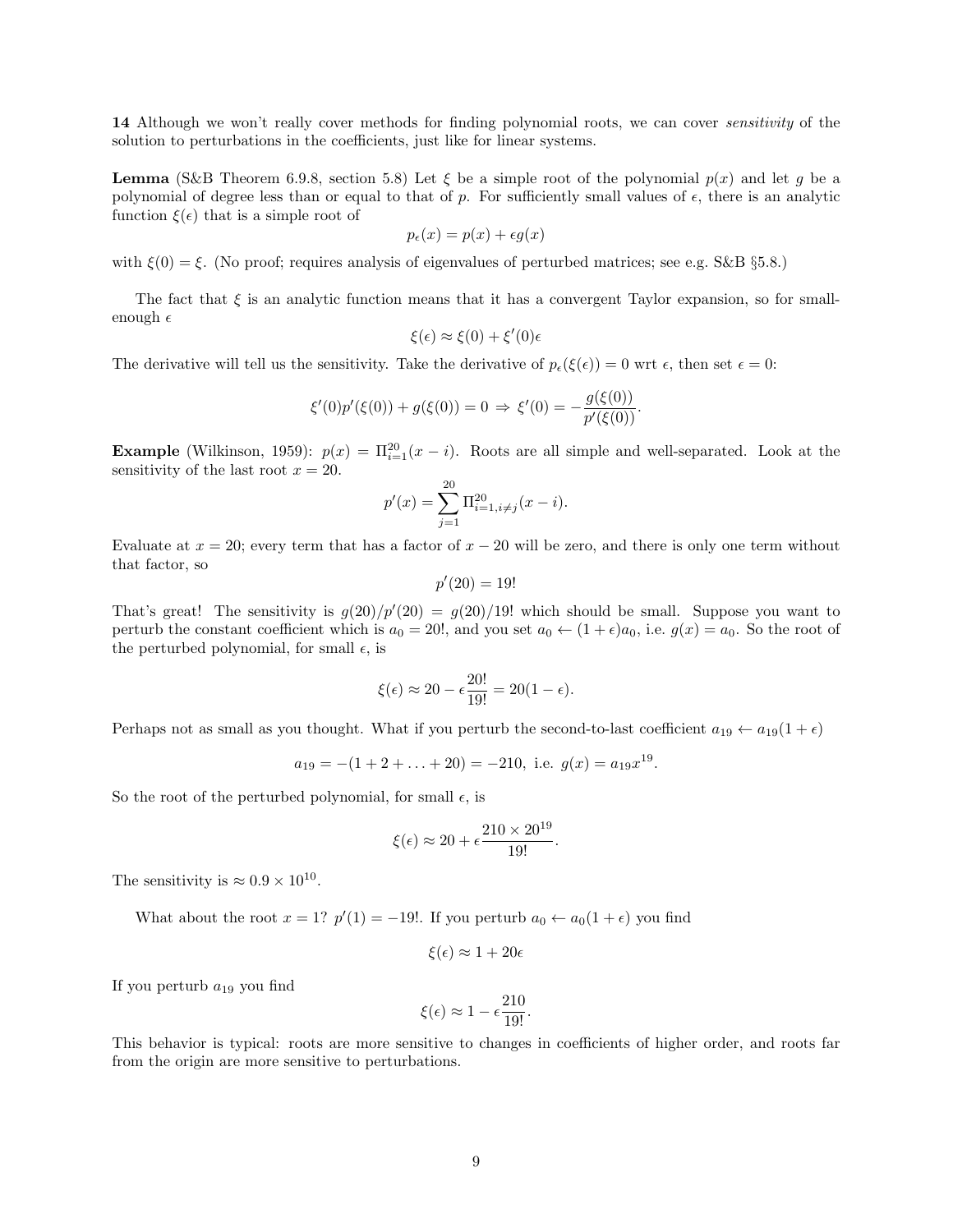**14** Although we won't really cover methods for finding polynomial roots, we can cover *sensitivity* of the solution to perturbations in the coefficients, just like for linear systems.

**Lemma** (S&B Theorem 6.9.8, section 5.8) Let $\xi$ be a simple root of the polynomial $p(x)$ and let $g$ be a polynomial of degree less than or equal to that of $p$. For sufficiently small values of $\epsilon$, there is an analytic function $\xi(\epsilon)$ that is a simple root of

$$p_\epsilon(x) = p(x) + \epsilon g(x)$$

with $\xi(0) = \xi$. (No proof; requires analysis of eigenvalues of perturbed matrices; see e.g. S&B §5.8.)

The fact that $\xi$ is an analytic function means that it has a convergent Taylor expansion, so for small-enough $\epsilon$

$$\xi(\epsilon) \approx \xi(0) + \xi'(0)\epsilon$$

The derivative will tell us the sensitivity. Take the derivative of $p_\epsilon(\xi(\epsilon)) = 0$ wrt $\epsilon$, then set $\epsilon = 0$:

$$\xi'(0)p'(\xi(0)) + g(\xi(0)) = 0 \Rightarrow \xi'(0) = -\frac{g(\xi(0))}{p'(\xi(0))}.$$

**Example** (Wilkinson, 1959): $p(x) = \Pi_{i=1}^{20}(x - i)$. Roots are all simple and well-separated. Look at the sensitivity of the last root $x = 20$.

$$p'(x) = \sum_{j=1}^{20} \Pi_{i=1, i\neq j}^{20}(x - i).$$

Evaluate at $x = 20$; every term that has a factor of $x - 20$ will be zero, and there is only one term without that factor, so

$$p'(20) = 19!$$

That's great! The sensitivity is $g(20)/p'(20) = g(20)/19!$ which should be small. Suppose you want to perturb the constant coefficient which is $a_0 = 20!$, and you set $a_0 \leftarrow (1 + \epsilon)a_0$, i.e. $g(x) = a_0$. So the root of the perturbed polynomial, for small $\epsilon$, is

$$\xi(\epsilon) \approx 20 - \epsilon\frac{20!}{19!} = 20(1 - \epsilon).$$

Perhaps not as small as you thought. What if you perturb the second-to-last coefficient $a_{19} \leftarrow a_{19}(1 + \epsilon)$

$$a_{19} = -(1 + 2 + \ldots + 20) = -210, \text{ i.e. } g(x) = a_{19}x^{19}.$$

So the root of the perturbed polynomial, for small $\epsilon$, is

$$\xi(\epsilon) \approx 20 + \epsilon\frac{210 \times 20^{19}}{19!}.$$

The sensitivity is $\approx 0.9 \times 10^{10}$.

What about the root $x = 1$? $p'(1) = -19!$. If you perturb $a_0 \leftarrow a_0(1 + \epsilon)$ you find

$$\xi(\epsilon) \approx 1 + 20\epsilon$$

If you perturb $a_{19}$ you find

$$\xi(\epsilon) \approx 1 - \epsilon\frac{210}{19!}.$$

This behavior is typical: roots are more sensitive to changes in coefficients of higher order, and roots far from the origin are more sensitive to perturbations.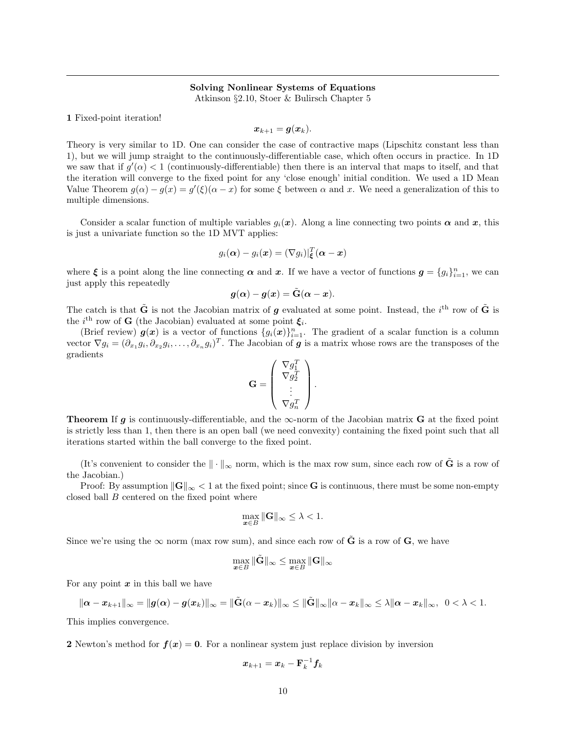**Solving Nonlinear Systems of Equations**
Atkinson §2.10, Stoer & Bulirsch Chapter 5

**1** Fixed-point iteration!

$$\boldsymbol{x}_{k+1} = \boldsymbol{g}(\boldsymbol{x}_k).$$

Theory is very similar to 1D. One can consider the case of contractive maps (Lipschitz constant less than 1), but we will jump straight to the continuously-differentiable case, which often occurs in practice. In 1D we saw that if $g'(\alpha) < 1$ (continuously-differentiable) then there is an interval that maps to itself, and that the iteration will converge to the fixed point for any 'close enough' initial condition. We used a 1D Mean Value Theorem $g(\alpha) - g(x) = g'(\xi)(\alpha - x)$ for some $\xi$ between $\alpha$ and $x$. We need a generalization of this to multiple dimensions.

Consider a scalar function of multiple variables $g_i(\boldsymbol{x})$. Along a line connecting two points $\boldsymbol{\alpha}$ and $\boldsymbol{x}$, this is just a univariate function so the 1D MVT applies:

$$g_i(\boldsymbol{\alpha}) - g_i(\boldsymbol{x}) = (\nabla g_i)|_{\boldsymbol{\xi}}^T (\boldsymbol{\alpha} - \boldsymbol{x})$$

where $\boldsymbol{\xi}$ is a point along the line connecting $\boldsymbol{\alpha}$ and $\boldsymbol{x}$. If we have a vector of functions $\boldsymbol{g} = \{g_i\}_{i=1}^n$, we can just apply this repeatedly

$$\boldsymbol{g}(\boldsymbol{\alpha}) - \boldsymbol{g}(\boldsymbol{x}) = \tilde{\mathbf{G}}(\boldsymbol{\alpha} - \boldsymbol{x}).$$

The catch is that $\tilde{\mathbf{G}}$ is not the Jacobian matrix of $\boldsymbol{g}$ evaluated at some point. Instead, the $i^{\text{th}}$ row of $\tilde{\mathbf{G}}$ is the $i^{\text{th}}$ row of $\mathbf{G}$ (the Jacobian) evaluated at some point $\boldsymbol{\xi}_i$.

(Brief review) $\boldsymbol{g}(\boldsymbol{x})$ is a vector of functions $\{g_i(\boldsymbol{x})\}_{i=1}^n$. The gradient of a scalar function is a column vector $\nabla g_i = (\partial_{x_1} g_i, \partial_{x_2} g_i, \ldots, \partial_{x_n} g_i)^T$. The Jacobian of $\boldsymbol{g}$ is a matrix whose rows are the transposes of the gradients

$$\mathbf{G} = \begin{pmatrix} \nabla g_1^T \\ \nabla g_2^T \\ \vdots \\ \nabla g_n^T \end{pmatrix}.$$

**Theorem** If $\boldsymbol{g}$ is continuously-differentiable, and the $\infty$-norm of the Jacobian matrix $\mathbf{G}$ at the fixed point is strictly less than 1, then there is an open ball (we need convexity) containing the fixed point such that all iterations started within the ball converge to the fixed point.

(It's convenient to consider the $\|\cdot\|_\infty$ norm, which is the max row sum, since each row of $\tilde{\mathbf{G}}$ is a row of the Jacobian.)

Proof: By assumption $\|\mathbf{G}\|_\infty < 1$ at the fixed point; since $\mathbf{G}$ is continuous, there must be some non-empty closed ball $B$ centered on the fixed point where

$$\max_{\boldsymbol{x} \in B} \|\mathbf{G}\|_\infty \le \lambda < 1.$$

Since we're using the $\infty$ norm (max row sum), and since each row of $\tilde{\mathbf{G}}$ is a row of $\mathbf{G}$, we have

$$\max_{\boldsymbol{x} \in B} \|\tilde{\mathbf{G}}\|_\infty \le \max_{\boldsymbol{x} \in B} \|\mathbf{G}\|_\infty$$

For any point $\boldsymbol{x}$ in this ball we have

$$\|\boldsymbol{\alpha} - \boldsymbol{x}_{k+1}\|_\infty = \|\boldsymbol{g}(\boldsymbol{\alpha}) - \boldsymbol{g}(\boldsymbol{x}_k)\|_\infty = \|\tilde{\mathbf{G}}(\alpha - \boldsymbol{x}_k)\|_\infty \le \|\tilde{\mathbf{G}}\|_\infty \|\alpha - \boldsymbol{x}_k\|_\infty \le \lambda \|\boldsymbol{\alpha} - \boldsymbol{x}_k\|_\infty, \;\; 0 < \lambda < 1.$$

This implies convergence.

**2** Newton's method for $\boldsymbol{f}(\boldsymbol{x}) = \boldsymbol{0}$. For a nonlinear system just replace division by inversion

$$\boldsymbol{x}_{k+1} = \boldsymbol{x}_k - \mathbf{F}_k^{-1} \boldsymbol{f}_k$$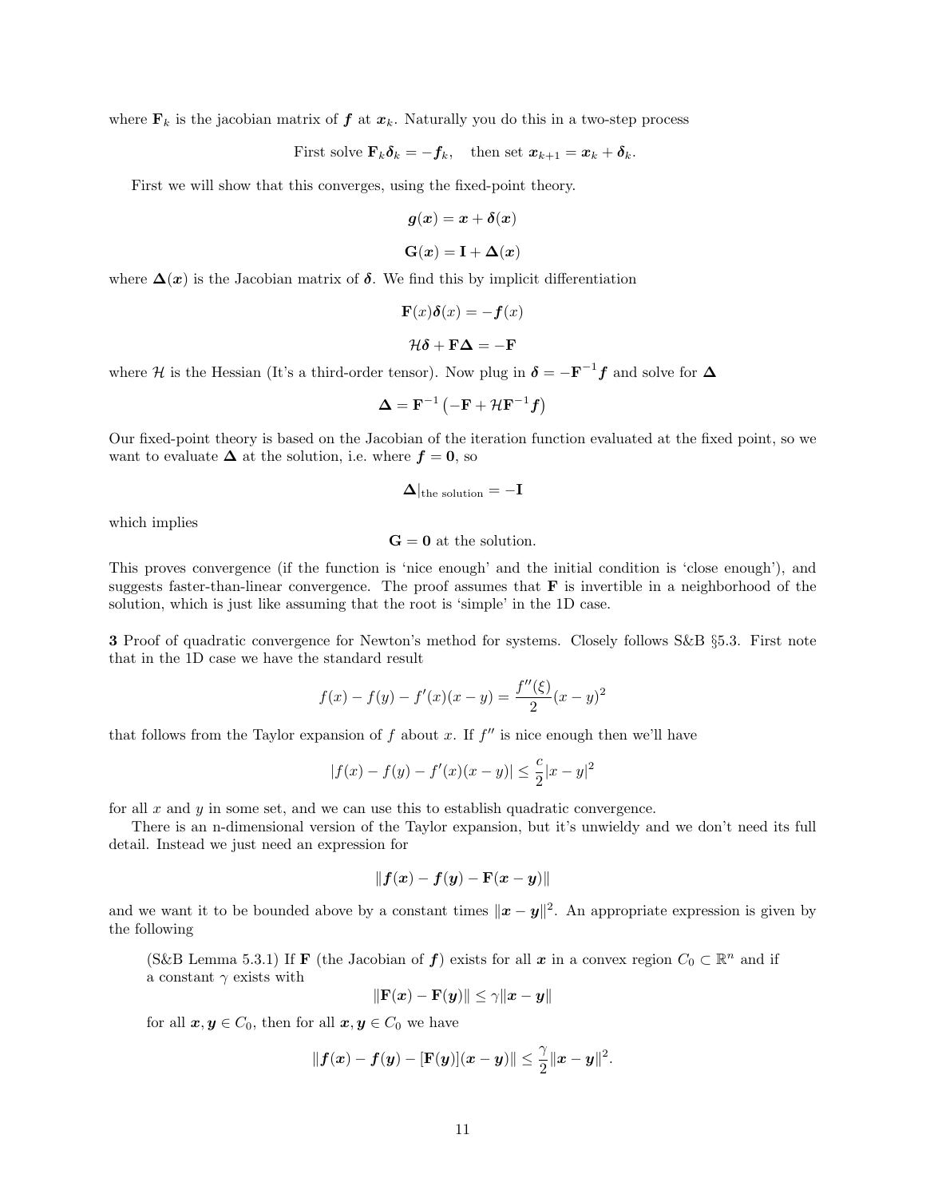where $\mathbf{F}_k$ is the jacobian matrix of $\boldsymbol{f}$ at $\boldsymbol{x}_k$. Naturally you do this in a two-step process

$$\text{First solve } \mathbf{F}_k\boldsymbol{\delta}_k = -\boldsymbol{f}_k, \quad \text{then set } \boldsymbol{x}_{k+1} = \boldsymbol{x}_k + \boldsymbol{\delta}_k.$$

First we will show that this converges, using the fixed-point theory.

$$\boldsymbol{g}(\boldsymbol{x}) = \boldsymbol{x} + \boldsymbol{\delta}(\boldsymbol{x})$$

$$\mathbf{G}(\boldsymbol{x}) = \mathbf{I} + \boldsymbol{\Delta}(\boldsymbol{x})$$

where $\boldsymbol{\Delta}(\boldsymbol{x})$ is the Jacobian matrix of $\boldsymbol{\delta}$. We find this by implicit differentiation

$$\mathbf{F}(x)\boldsymbol{\delta}(x) = -\boldsymbol{f}(x)$$

$$\mathcal{H}\boldsymbol{\delta} + \mathbf{F}\boldsymbol{\Delta} = -\mathbf{F}$$

where $\mathcal{H}$ is the Hessian (It's a third-order tensor). Now plug in $\boldsymbol{\delta} = -\mathbf{F}^{-1}\boldsymbol{f}$ and solve for $\boldsymbol{\Delta}$

$$\boldsymbol{\Delta} = \mathbf{F}^{-1}\left(-\mathbf{F} + \mathcal{H}\mathbf{F}^{-1}\boldsymbol{f}\right)$$

Our fixed-point theory is based on the Jacobian of the iteration function evaluated at the fixed point, so we want to evaluate $\boldsymbol{\Delta}$ at the solution, i.e. where $\boldsymbol{f} = \mathbf{0}$, so

$$\boldsymbol{\Delta}|_{\text{the solution}} = -\mathbf{I}$$

which implies

$$\mathbf{G} = \mathbf{0} \text{ at the solution.}$$

This proves convergence (if the function is 'nice enough' and the initial condition is 'close enough'), and suggests faster-than-linear convergence. The proof assumes that $\mathbf{F}$ is invertible in a neighborhood of the solution, which is just like assuming that the root is 'simple' in the 1D case.

**3** Proof of quadratic convergence for Newton's method for systems. Closely follows S&B §5.3. First note that in the 1D case we have the standard result

$$f(x) - f(y) - f'(x)(x-y) = \frac{f''(\xi)}{2}(x-y)^2$$

that follows from the Taylor expansion of $f$ about $x$. If $f''$ is nice enough then we'll have

$$|f(x) - f(y) - f'(x)(x-y)| \le \frac{c}{2}|x-y|^2$$

for all $x$ and $y$ in some set, and we can use this to establish quadratic convergence.

There is an n-dimensional version of the Taylor expansion, but it's unwieldy and we don't need its full detail. Instead we just need an expression for

$$\|\boldsymbol{f}(\boldsymbol{x}) - \boldsymbol{f}(\boldsymbol{y}) - \mathbf{F}(\boldsymbol{x}-\boldsymbol{y})\|$$

and we want it to be bounded above by a constant times $\|\boldsymbol{x}-\boldsymbol{y}\|^2$. An appropriate expression is given by the following

> (S&B Lemma 5.3.1) If $\mathbf{F}$ (the Jacobian of $\boldsymbol{f}$) exists for all $\boldsymbol{x}$ in a convex region $C_0 \subset \mathbb{R}^n$ and if a constant $\gamma$ exists with
>
> $$\|\mathbf{F}(\boldsymbol{x}) - \mathbf{F}(\boldsymbol{y})\| \le \gamma\|\boldsymbol{x}-\boldsymbol{y}\|$$
>
> for all $\boldsymbol{x}, \boldsymbol{y} \in C_0$, then for all $\boldsymbol{x}, \boldsymbol{y} \in C_0$ we have
>
> $$\|\boldsymbol{f}(\boldsymbol{x}) - \boldsymbol{f}(\boldsymbol{y}) - [\mathbf{F}(\boldsymbol{y})](\boldsymbol{x}-\boldsymbol{y})\| \le \frac{\gamma}{2}\|\boldsymbol{x}-\boldsymbol{y}\|^2.$$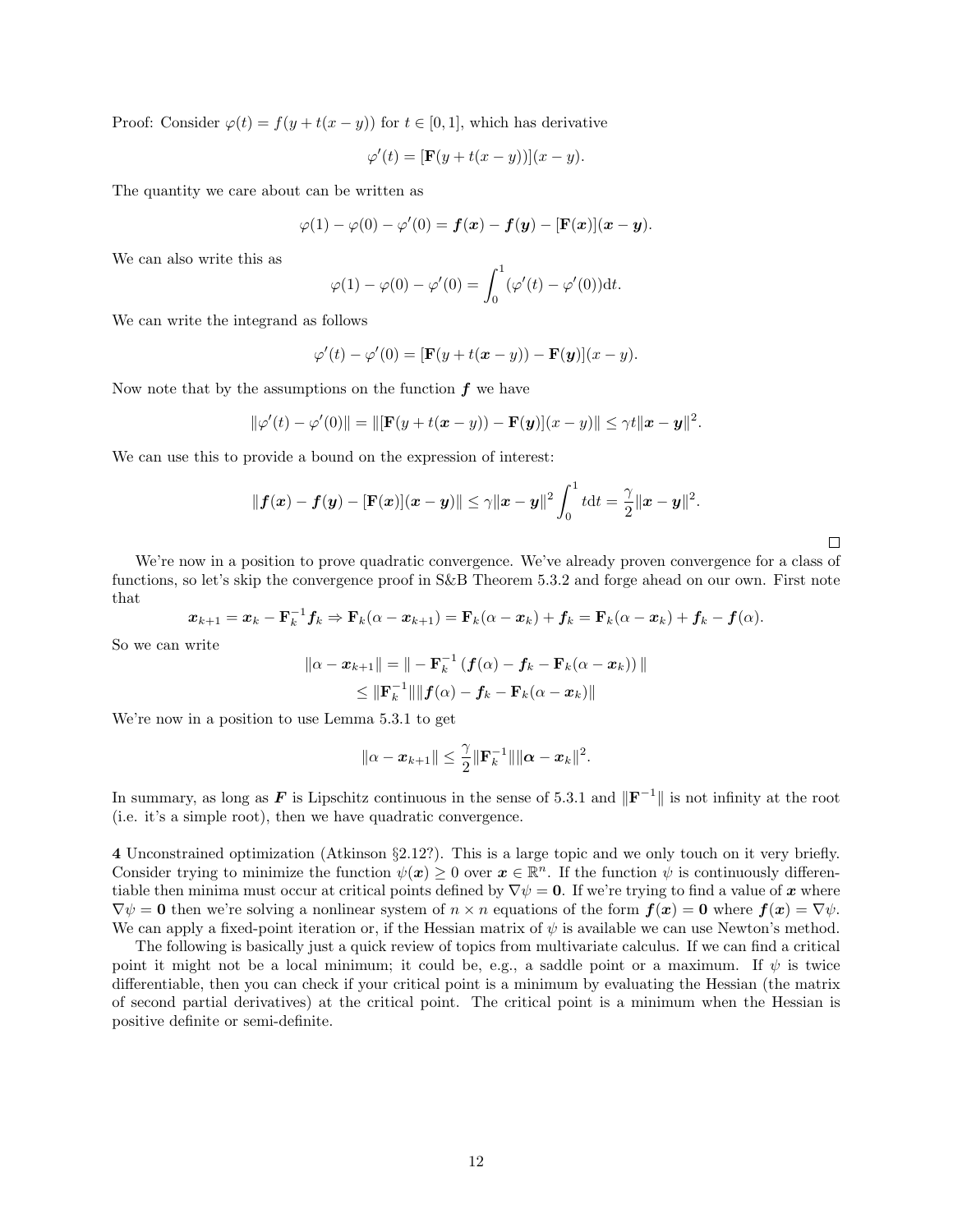Proof: Consider $\varphi(t) = f(y + t(x - y))$ for $t \in [0, 1]$, which has derivative

$$\varphi'(t) = [\mathbf{F}(y + t(x - y))](x - y).$$

The quantity we care about can be written as

$$\varphi(1) - \varphi(0) - \varphi'(0) = \boldsymbol{f}(\boldsymbol{x}) - \boldsymbol{f}(\boldsymbol{y}) - [\mathbf{F}(\boldsymbol{x})](\boldsymbol{x} - \boldsymbol{y}).$$

We can also write this as

$$\varphi(1) - \varphi(0) - \varphi'(0) = \int_0^1 (\varphi'(t) - \varphi'(0))\mathrm{d}t.$$

We can write the integrand as follows

$$\varphi'(t) - \varphi'(0) = [\mathbf{F}(y + t(\boldsymbol{x} - y)) - \mathbf{F}(\boldsymbol{y})](x - y).$$

Now note that by the assumptions on the function $\boldsymbol{f}$ we have

$$\|\varphi'(t) - \varphi'(0)\| = \|[\mathbf{F}(y + t(\boldsymbol{x} - y)) - \mathbf{F}(\boldsymbol{y})](x - y)\| \leq \gamma t \|\boldsymbol{x} - \boldsymbol{y}\|^2.$$

We can use this to provide a bound on the expression of interest:

$$\|\boldsymbol{f}(\boldsymbol{x}) - \boldsymbol{f}(\boldsymbol{y}) - [\mathbf{F}(\boldsymbol{x})](\boldsymbol{x} - \boldsymbol{y})\| \leq \gamma \|\boldsymbol{x} - \boldsymbol{y}\|^2 \int_0^1 t\mathrm{d}t = \frac{\gamma}{2}\|\boldsymbol{x} - \boldsymbol{y}\|^2.$$

□

We're now in a position to prove quadratic convergence. We've already proven convergence for a class of functions, so let's skip the convergence proof in S&B Theorem 5.3.2 and forge ahead on our own. First note that

$$\boldsymbol{x}_{k+1} = \boldsymbol{x}_k - \mathbf{F}_k^{-1}\boldsymbol{f}_k \Rightarrow \mathbf{F}_k(\alpha - \boldsymbol{x}_{k+1}) = \mathbf{F}_k(\alpha - \boldsymbol{x}_k) + \boldsymbol{f}_k = \mathbf{F}_k(\alpha - \boldsymbol{x}_k) + \boldsymbol{f}_k - \boldsymbol{f}(\alpha).$$

So we can write

$$\begin{aligned}
\|\alpha - \boldsymbol{x}_{k+1}\| &= \| - \mathbf{F}_k^{-1}\left(\boldsymbol{f}(\alpha) - \boldsymbol{f}_k - \mathbf{F}_k(\alpha - \boldsymbol{x}_k)\right)\| \\
&\leq \|\mathbf{F}_k^{-1}\|\|\boldsymbol{f}(\alpha) - \boldsymbol{f}_k - \mathbf{F}_k(\alpha - \boldsymbol{x}_k)\|
\end{aligned}$$

We're now in a position to use Lemma 5.3.1 to get

$$\|\alpha - \boldsymbol{x}_{k+1}\| \leq \frac{\gamma}{2}\|\mathbf{F}_k^{-1}\|\|\boldsymbol{\alpha} - \boldsymbol{x}_k\|^2.$$

In summary, as long as $\boldsymbol{F}$ is Lipschitz continuous in the sense of 5.3.1 and $\|\mathbf{F}^{-1}\|$ is not infinity at the root (i.e. it's a simple root), then we have quadratic convergence.

**4** Unconstrained optimization (Atkinson §2.12?). This is a large topic and we only touch on it very briefly. Consider trying to minimize the function $\psi(\boldsymbol{x}) \geq 0$ over $\boldsymbol{x} \in \mathbb{R}^n$. If the function $\psi$ is continuously differentiable then minima must occur at critical points defined by $\nabla\psi = \mathbf{0}$. If we're trying to find a value of $\boldsymbol{x}$ where $\nabla\psi = \mathbf{0}$ then we're solving a nonlinear system of $n \times n$ equations of the form $\boldsymbol{f}(\boldsymbol{x}) = \mathbf{0}$ where $\boldsymbol{f}(\boldsymbol{x}) = \nabla\psi$. We can apply a fixed-point iteration or, if the Hessian matrix of $\psi$ is available we can use Newton's method.

The following is basically just a quick review of topics from multivariate calculus. If we can find a critical point it might not be a local minimum; it could be, e.g., a saddle point or a maximum. If $\psi$ is twice differentiable, then you can check if your critical point is a minimum by evaluating the Hessian (the matrix of second partial derivatives) at the critical point. The critical point is a minimum when the Hessian is positive definite or semi-definite.